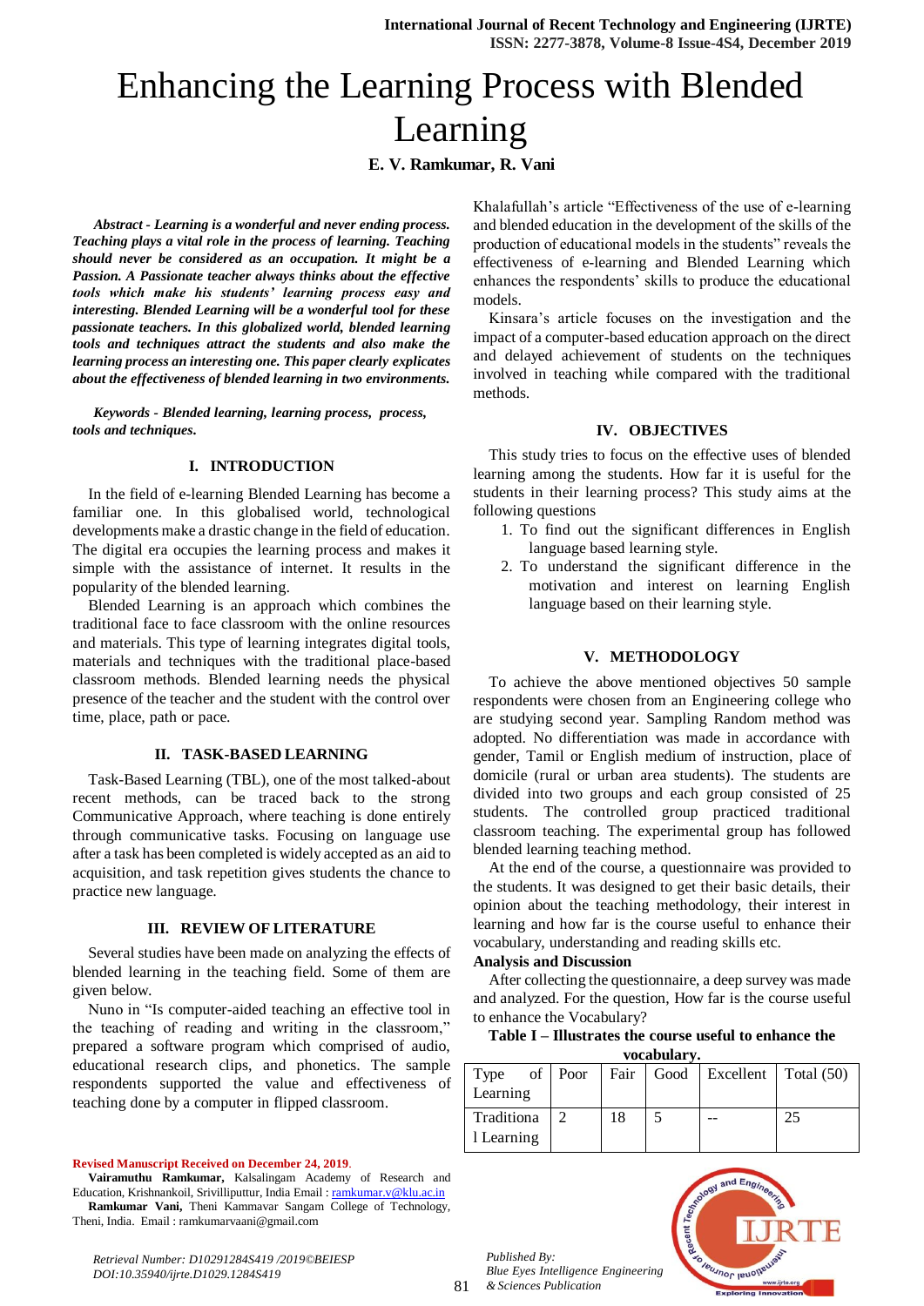# Enhancing the Learning Process with Blended Learning

**E. V. Ramkumar, R. Vani**

***Abstract - Learning is a wonderful and never ending process. Teaching plays a vital role in the process of learning. Teaching should never be considered as an occupation. It might be a Passion. A Passionate teacher always thinks about the effective tools which make his students' learning process easy and interesting. Blended Learning will be a wonderful tool for these passionate teachers. In this globalized world, blended learning tools and techniques attract the students and also make the learning process an interesting one. This paper clearly explicates about the effectiveness of blended learning in two environments.***

***Keywords - Blended learning, learning process, process, tools and techniques.***

## I. INTRODUCTION

In the field of e-learning Blended Learning has become a familiar one. In this globalised world, technological developments make a drastic change in the field of education. The digital era occupies the learning process and makes it simple with the assistance of internet. It results in the popularity of the blended learning.

Blended Learning is an approach which combines the traditional face to face classroom with the online resources and materials. This type of learning integrates digital tools, materials and techniques with the traditional place-based classroom methods. Blended learning needs the physical presence of the teacher and the student with the control over time, place, path or pace.

## II. TASK-BASED LEARNING

Task-Based Learning (TBL), one of the most talked-about recent methods, can be traced back to the strong Communicative Approach, where teaching is done entirely through communicative tasks. Focusing on language use after a task has been completed is widely accepted as an aid to acquisition, and task repetition gives students the chance to practice new language.

## III. REVIEW OF LITERATURE

Several studies have been made on analyzing the effects of blended learning in the teaching field. Some of them are given below.

Nuno in "Is computer-aided teaching an effective tool in the teaching of reading and writing in the classroom," prepared a software program which comprised of audio, educational research clips, and phonetics. The sample respondents supported the value and effectiveness of teaching done by a computer in flipped classroom.

Khalafullah's article "Effectiveness of the use of e-learning and blended education in the development of the skills of the production of educational models in the students" reveals the effectiveness of e-learning and Blended Learning which enhances the respondents' skills to produce the educational models.

Kinsara's article focuses on the investigation and the impact of a computer-based education approach on the direct and delayed achievement of students on the techniques involved in teaching while compared with the traditional methods.

## IV. OBJECTIVES

This study tries to focus on the effective uses of blended learning among the students. How far it is useful for the students in their learning process? This study aims at the following questions

1. To find out the significant differences in English language based learning style.
2. To understand the significant difference in the motivation and interest on learning English language based on their learning style.

## V. METHODOLOGY

To achieve the above mentioned objectives 50 sample respondents were chosen from an Engineering college who are studying second year. Sampling Random method was adopted. No differentiation was made in accordance with gender, Tamil or English medium of instruction, place of domicile (rural or urban area students). The students are divided into two groups and each group consisted of 25 students. The controlled group practiced traditional classroom teaching. The experimental group has followed blended learning teaching method.

At the end of the course, a questionnaire was provided to the students. It was designed to get their basic details, their opinion about the teaching methodology, their interest in learning and how far is the course useful to enhance their vocabulary, understanding and reading skills etc.

**Analysis and Discussion**

After collecting the questionnaire, a deep survey was made and analyzed. For the question, How far is the course useful to enhance the Vocabulary?

**Table I – Illustrates the course useful to enhance the vocabulary.**

| Type of Learning | Poor | Fair | Good | Excellent | Total (50) |
|---|---|---|---|---|---|
| Traditional Learning | 2 | 18 | 5 | -- | 25 |

Revised Manuscript Received on December 24, 2019.

**Vairamuthu Ramkumar,** Kalsalingam Academy of Research and Education, Krishnankoil, Srivilliputtur, India Email : ramkumar.v@klu.ac.in

**Ramkumar Vani,** Theni Kammavar Sangam College of Technology, Theni, India. Email : ramkumarvaani@gmail.com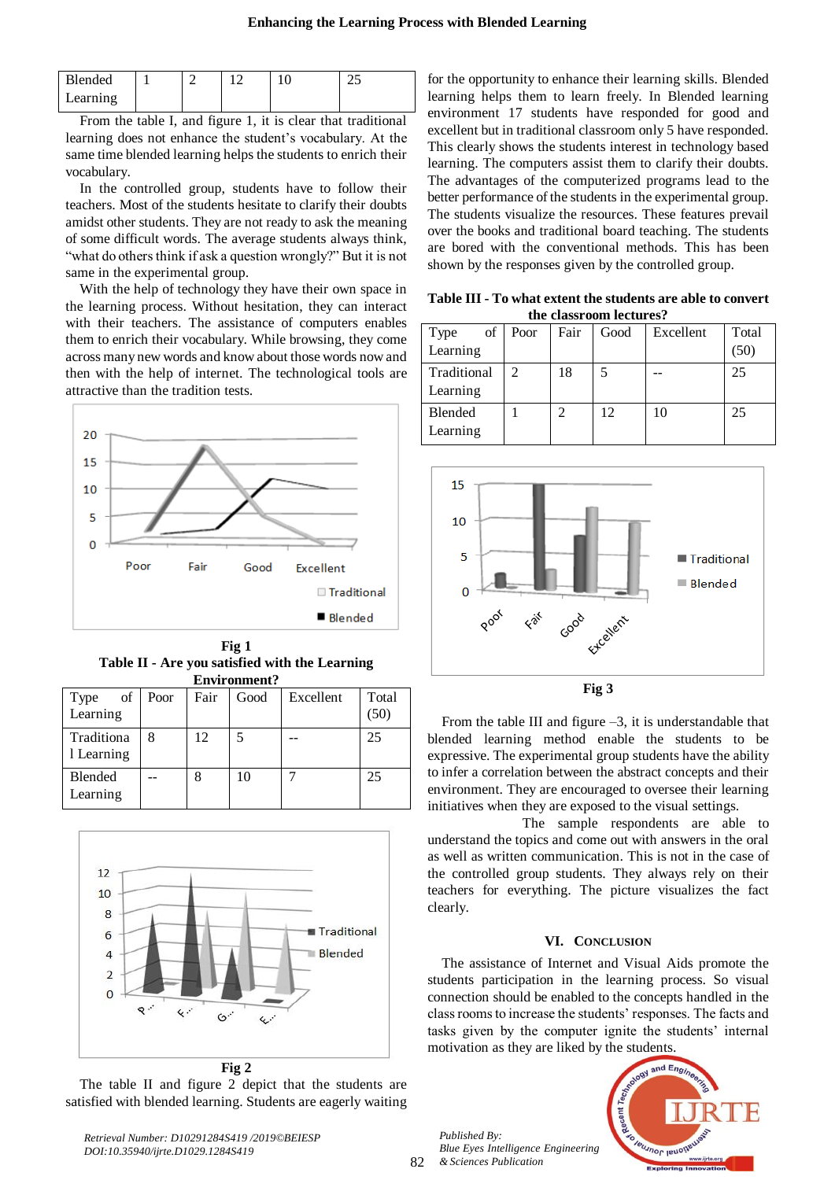| Blended Learning | 1 | 2 | 12 | 10 | 25 |
|---|---|---|---|---|---|

From the table I, and figure 1, it is clear that traditional learning does not enhance the student's vocabulary. At the same time blended learning helps the students to enrich their vocabulary.

In the controlled group, students have to follow their teachers. Most of the students hesitate to clarify their doubts amidst other students. They are not ready to ask the meaning of some difficult words. The average students always think, "what do others think if ask a question wrongly?" But it is not same in the experimental group.

With the help of technology they have their own space in the learning process. Without hesitation, they can interact with their teachers. The assistance of computers enables them to enrich their vocabulary. While browsing, they come across many new words and know about those words now and then with the help of internet. The technological tools are attractive than the tradition tests.

Fig 1

**Table II - Are you satisfied with the Learning Environment?**

| Type of Learning | Poor | Fair | Good | Excellent | Total (50) |
|---|---|---|---|---|---|
| Traditional Learning | 8 | 12 | 5 | -- | 25 |
| Blended Learning | -- | 8 | 10 | 7 | 25 |

Fig 2

The table II and figure 2 depict that the students are satisfied with blended learning. Students are eagerly waiting for the opportunity to enhance their learning skills. Blended learning helps them to learn freely. In Blended learning environment 17 students have responded for good and excellent but in traditional classroom only 5 have responded. This clearly shows the students interest in technology based learning. The computers assist them to clarify their doubts. The advantages of the computerized programs lead to the better performance of the students in the experimental group. The students visualize the resources. These features prevail over the books and traditional board teaching. The students are bored with the conventional methods. This has been shown by the responses given by the controlled group.

**Table III - To what extent the students are able to convert the classroom lectures?**

| Type of Learning | Poor | Fair | Good | Excellent | Total (50) |
|---|---|---|---|---|---|
| Traditional Learning | 2 | 18 | 5 | -- | 25 |
| Blended Learning | 1 | 2 | 12 | 10 | 25 |

Fig 3

From the table III and figure –3, it is understandable that blended learning method enable the students to be expressive. The experimental group students have the ability to infer a correlation between the abstract concepts and their environment. They are encouraged to oversee their learning initiatives when they are exposed to the visual settings.

The sample respondents are able to understand the topics and come out with answers in the oral as well as written communication. This is not in the case of the controlled group students. They always rely on their teachers for everything. The picture visualizes the fact clearly.

## VI. Conclusion

The assistance of Internet and Visual Aids promote the students participation in the learning process. So visual connection should be enabled to the concepts handled in the class rooms to increase the students' responses. The facts and tasks given by the computer ignite the students' internal motivation as they are liked by the students.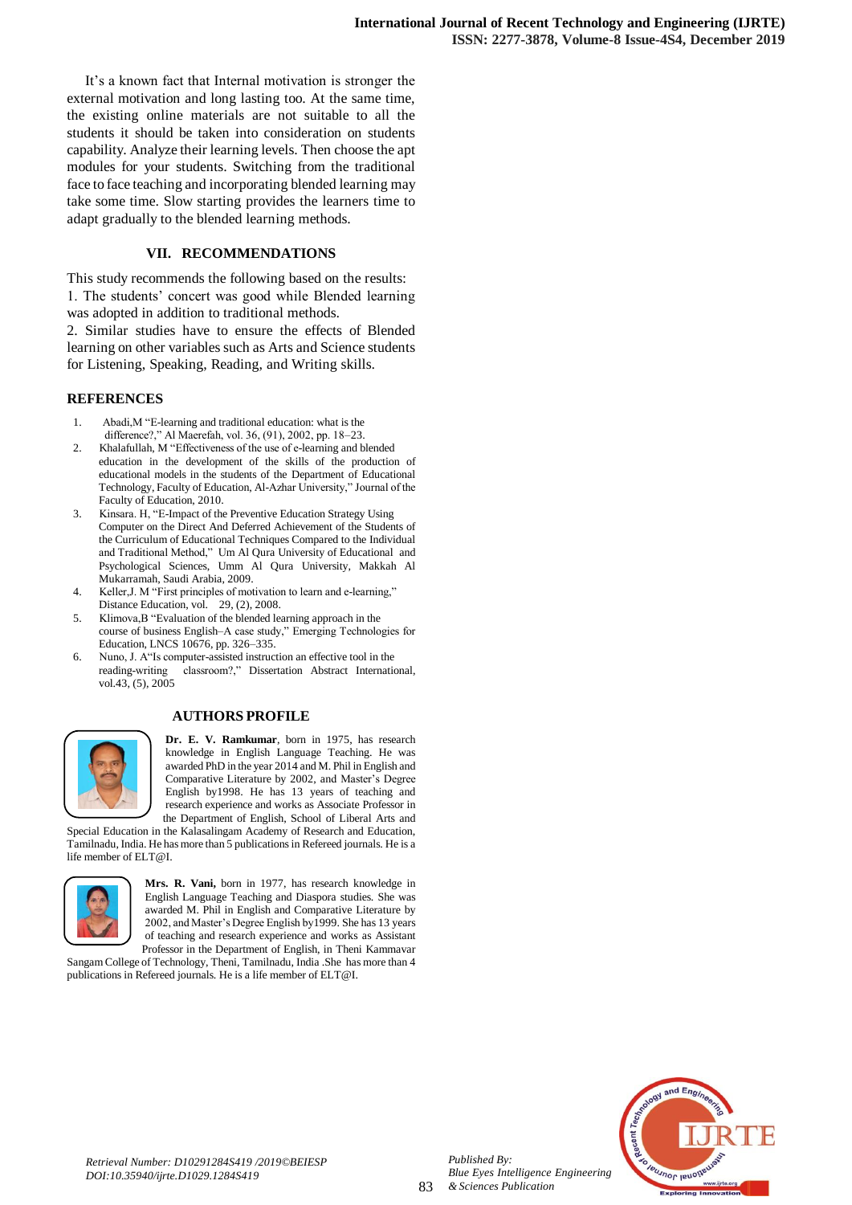It's a known fact that Internal motivation is stronger the external motivation and long lasting too. At the same time, the existing online materials are not suitable to all the students it should be taken into consideration on students capability. Analyze their learning levels. Then choose the apt modules for your students. Switching from the traditional face to face teaching and incorporating blended learning may take some time. Slow starting provides the learners time to adapt gradually to the blended learning methods.

## VII. RECOMMENDATIONS

This study recommends the following based on the results:
1. The students' concert was good while Blended learning was adopted in addition to traditional methods.
2. Similar studies have to ensure the effects of Blended learning on other variables such as Arts and Science students for Listening, Speaking, Reading, and Writing skills.

## REFERENCES

1. Abadi,M "E-learning and traditional education: what is the difference?," Al Maerefah, vol. 36, (91), 2002, pp. 18–23.
2. Khalafullah, M "Effectiveness of the use of e-learning and blended education in the development of the skills of the production of educational models in the students of the Department of Educational Technology, Faculty of Education, Al-Azhar University," Journal of the Faculty of Education, 2010.
3. Kinsara. H, "E-Impact of the Preventive Education Strategy Using Computer on the Direct And Deferred Achievement of the Students of the Curriculum of Educational Techniques Compared to the Individual and Traditional Method," Um Al Qura University of Educational and Psychological Sciences, Umm Al Qura University, Makkah Al Mukarramah, Saudi Arabia, 2009.
4. Keller,J. M "First principles of motivation to learn and e-learning," Distance Education, vol. 29, (2), 2008.
5. Klimova,B "Evaluation of the blended learning approach in the course of business English–A case study," Emerging Technologies for Education, LNCS 10676, pp. 326–335.
6. Nuno, J. A"Is computer-assisted instruction an effective tool in the reading-writing classroom?," Dissertation Abstract International, vol.43, (5), 2005

## AUTHORS PROFILE

**Dr. E. V. Ramkumar**, born in 1975, has research knowledge in English Language Teaching. He was awarded PhD in the year 2014 and M. Phil in English and Comparative Literature by 2002, and Master's Degree English by1998. He has 13 years of teaching and research experience and works as Associate Professor in the Department of English, School of Liberal Arts and Special Education in the Kalasalingam Academy of Research and Education, Tamilnadu, India. He has more than 5 publications in Refereed journals. He is a life member of ELT@I.

**Mrs. R. Vani,** born in 1977, has research knowledge in English Language Teaching and Diaspora studies. She was awarded M. Phil in English and Comparative Literature by 2002, and Master's Degree English by1999. She has 13 years of teaching and research experience and works as Assistant Professor in the Department of English, in Theni Kammavar Sangam College of Technology, Theni, Tamilnadu, India .She has more than 4 publications in Refereed journals. He is a life member of ELT@I.